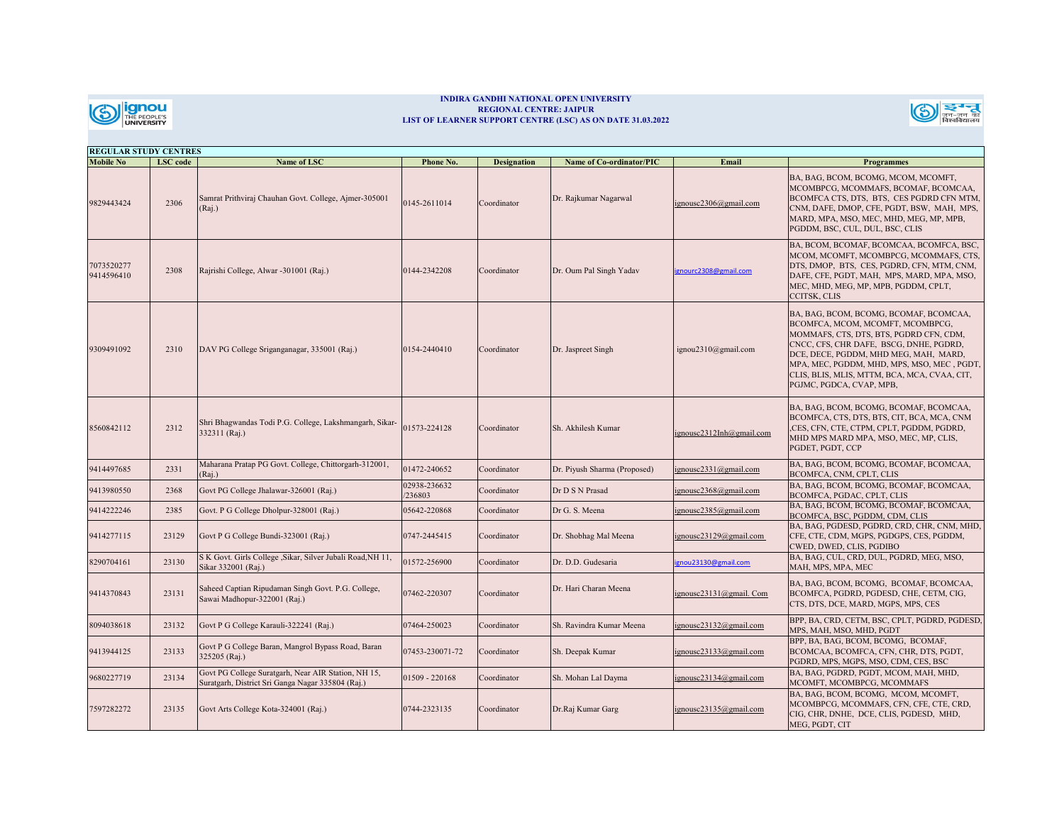**INDIRA GANDHI NATIONAL OPEN UNIVERSITY**
**REGIONAL CENTRE: JAIPUR**
**LIST OF LEARNER SUPPORT CENTRE (LSC) AS ON DATE 31.03.2022**

**REGULAR STUDY CENTRES**

| Mobile No | LSC code | Name of LSC | Phone No. | Designation | Name of Co-ordinator/PIC | Email | Programmes |
|---|---|---|---|---|---|---|---|
| 9829443424 | 2306 | Samrat Prithviraj Chauhan Govt. College, Ajmer-305001 (Raj.) | 0145-2611014 | Coordinator | Dr. Rajkumar Nagarwal | ignousc2306@gmail.com | BA, BAG, BCOM, BCOMG, MCOM, MCOMFT, MCOMBPCG, MCOMMAFS, BCOMAF, BCOMCAA, BCOMFCA CTS, DTS, BTS, CES PGDRD CFN MTM, CNM, DAFE, DMOP, CFE, PGDT, BSW, MAH, MPS, MARD, MPA, MSO, MEC, MHD, MEG, MP, MPB, PGDDM, BSC, CUL, DUL, BSC, CLIS |
| 7073520277<br>9414596410 | 2308 | Rajrishi College, Alwar -301001 (Raj.) | 0144-2342208 | Coordinator | Dr. Oum Pal Singh Yadav | ignourc2308@gmail.com | BA, BCOM, BCOMAF, BCOMCAA, BCOMFCA, BSC, MCOM, MCOMFT, MCOMBPCG, MCOMMAFS, CTS, DTS, DMOP, BTS, CES, PGDRD, CFN, MTM, CNM, DAFE, CFE, PGDT, MAH, MPS, MARD, MPA, MSO, MEC, MHD, MEG, MP, MPB, PGDDM, CPLT, CCITSK, CLIS |
| 9309491092 | 2310 | DAV PG College Sriganganagar, 335001 (Raj.) | 0154-2440410 | Coordinator | Dr. Jaspreet Singh | ignou2310@gmail.com | BA, BAG, BCOM, BCOMG, BCOMAF, BCOMCAA, BCOMFCA, MCOM, MCOMFT, MCOMBPCG, MOMMAFS, CTS, DTS, BTS, PGDRD CFN, CDM, CNCC, CFS, CHR DAFE, BSCG, DNHE, PGDRD, DCE, DECE, PGDDM, MHD MEG, MAH, MARD, MPA, MEC, PGDDM, MHD, MPS, MSO, MEC , PGDT, CLIS, BLIS, MLIS, MTTM, BCA, MCA, CVAA, CIT, PGJMC, PGDCA, CVAP, MPB, |
| 8560842112 | 2312 | Shri Bhagwandas Todi P.G. College, Lakshmangarh, Sikar-332311 (Raj.) | 01573-224128 | Coordinator | Sh. Akhilesh Kumar | ignousc2312lnh@gmail.com | BA, BAG, BCOM, BCOMG, BCOMAF, BCOMCAA, BCOMFCA, CTS, DTS, BTS, CIT, BCA, MCA, CNM ,CES, CFN, CTE, CTPM, CPLT, PGDDM, PGDRD, MHD MPS MARD MPA, MSO, MEC, MP, CLIS, PGDET, PGDT, CCP |
| 9414497685 | 2331 | Maharana Pratap PG Govt. College, Chittorgarh-312001, (Raj.) | 01472-240652 | Coordinator | Dr. Piyush Sharma (Proposed) | ignousc2331@gmail.com | BA, BAG, BCOM, BCOMG, BCOMAF, BCOMCAA, BCOMFCA, CNM, CPLT, CLIS |
| 9413980550 | 2368 | Govt PG College Jhalawar-326001 (Raj.) | 02938-236632<br>/236803 | Coordinator | Dr D S N Prasad | ignousc2368@gmail.com | BA, BAG, BCOM, BCOMG, BCOMAF, BCOMCAA, BCOMFCA, PGDAC, CPLT, CLIS |
| 9414222246 | 2385 | Govt. P G College Dholpur-328001 (Raj.) | 05642-220868 | Coordinator | Dr G. S. Meena | ignousc2385@gmail.com | BA, BAG, BCOM, BCOMG, BCOMAF, BCOMCAA, BCOMFCA, BSC, PGDDM, CDM, CLIS |
| 9414277115 | 23129 | Govt P G College Bundi-323001 (Raj.) | 0747-2445415 | Coordinator | Dr. Shobhag Mal Meena | ignousc23129@gmail.com | BA, BAG, PGDESD, PGDRD, CRD, CHR, CNM, MHD, CFE, CTE, CDM, MGPS, PGDGPS, CES, PGDDM, CWED, DWED, CLIS, PGDIBO |
| 8290704161 | 23130 | S K Govt. Girls College ,Sikar, Silver Jubali Road,NH 11, Sikar 332001 (Raj.) | 01572-256900 | Coordinator | Dr. D.D. Gudesaria | ignou23130@gmail.com | BA, BAG, CUL, CRD, DUL, PGDRD, MEG, MSO, MAH, MPS, MPA, MEC |
| 9414370843 | 23131 | Saheed Captian Ripudaman Singh Govt. P.G. College, Sawai Madhopur-322001 (Raj.) | 07462-220307 | Coordinator | Dr. Hari Charan Meena | ignousc23131@gmail. Com | BA, BAG, BCOM, BCOMG, BCOMAF, BCOMCAA, BCOMFCA, PGDRD, PGDESD, CHE, CETM, CIG, CTS, DTS, DCE, MARD, MGPS, MPS, CES |
| 8094038618 | 23132 | Govt P G College Karauli-322241 (Raj.) | 07464-250023 | Coordinator | Sh. Ravindra Kumar Meena | ignousc23132@gmail.com | BPP, BA, CRD, CETM, BSC, CPLT, PGDRD, PGDESD, MPS, MAH, MSO, MHD, PGDT |
| 9413944125 | 23133 | Govt P G College Baran, Mangrol Bypass Road, Baran 325205 (Raj.) | 07453-230071-72 | Coordinator | Sh. Deepak Kumar | ignousc23133@gmail.com | BPP, BA, BAG, BCOM, BCOMG, BCOMAF, BCOMCAA, BCOMFCA, CFN, CHR, DTS, PGDT, PGDRD, MPS, MGPS, MSO, CDM, CES, BSC |
| 9680227719 | 23134 | Govt PG College Suratgarh, Near AIR Station, NH 15, Suratgarh, District Sri Ganga Nagar 335804 (Raj.) | 01509 - 220168 | Coordinator | Sh. Mohan Lal Dayma | ignousc23134@gmail.com | BA, BAG, PGDRD, PGDT, MCOM, MAH, MHD, MCOMFT, MCOMBPCG, MCOMMAFS |
| 7597282272 | 23135 | Govt Arts College Kota-324001 (Raj.) | 0744-2323135 | Coordinator | Dr.Raj Kumar Garg | ignousc23135@gmail.com | BA, BAG, BCOM, BCOMG, MCOM, MCOMFT, MCOMBPCG, MCOMMAFS, CFN, CFE, CTE, CRD, CIG, CHR, DNHE, DCE, CLIS, PGDESD, MHD, MEG, PGDT, CIT |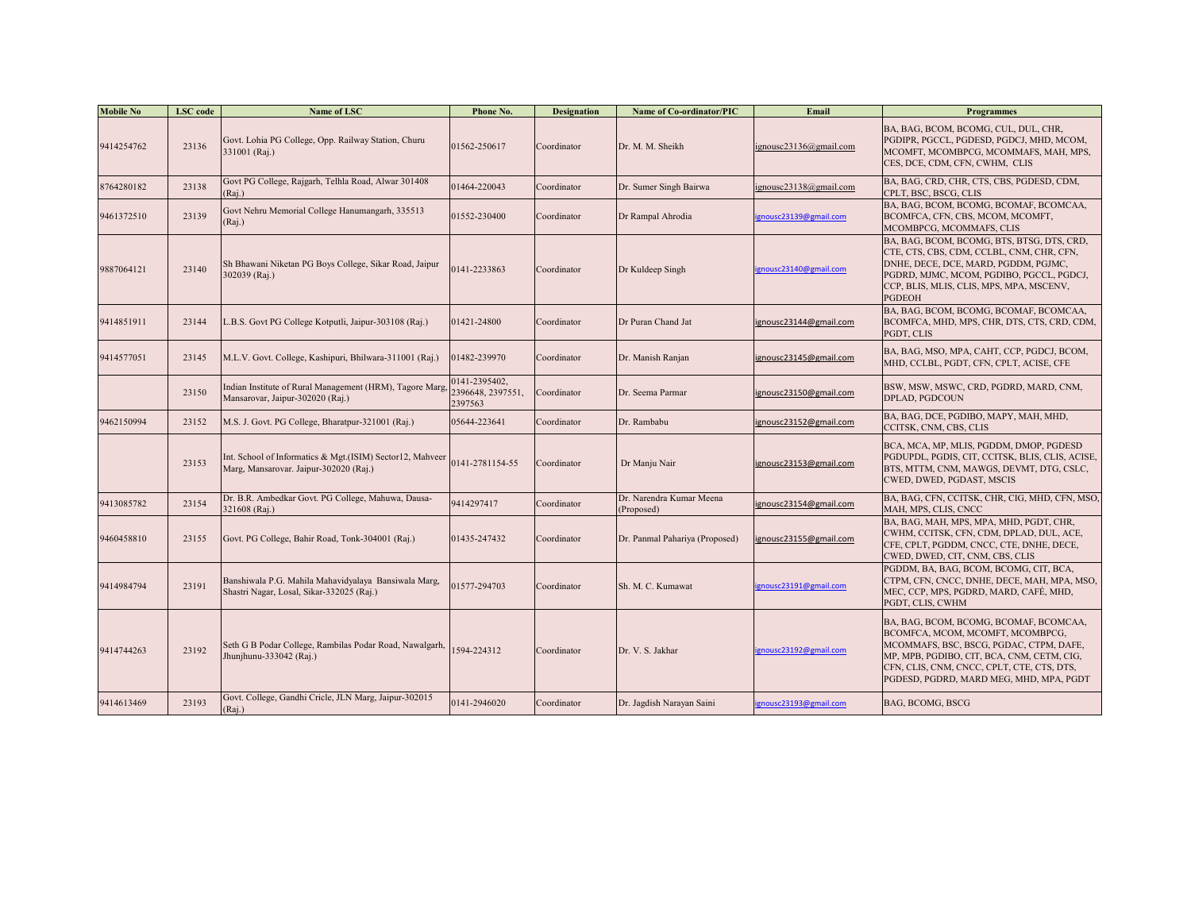| Mobile No | LSC code | Name of LSC | Phone No. | Designation | Name of Co-ordinator/PIC | Email | Programmes |
|---|---|---|---|---|---|---|---|
| 9414254762 | 23136 | Govt. Lohia PG College, Opp. Railway Station, Churu 331001 (Raj.) | 01562-250617 | Coordinator | Dr. M. M. Sheikh | ignousc23136@gmail.com | BA, BAG, BCOM, BCOMG, CUL, DUL, CHR, PGDIPR, PGCCL, PGDESD, PGDCJ, MHD, MCOM, MCOMFT, MCOMBPCG, MCOMMAFS, MAH, MPS, CES, DCE, CDM, CFN, CWHM, CLIS |
| 8764280182 | 23138 | Govt PG College, Rajgarh, Telhla Road, Alwar 301408 (Raj.) | 01464-220043 | Coordinator | Dr. Sumer Singh Bairwa | ignousc23138@gmail.com | BA, BAG, CRD, CHR, CTS, CBS, PGDESD, CDM, CPLT, BSC, BSCG, CLIS |
| 9461372510 | 23139 | Govt Nehru Memorial College Hanumangarh, 335513 (Raj.) | 01552-230400 | Coordinator | Dr Rampal Ahrodia | ignousc23139@gmail.com | BA, BAG, BCOM, BCOMG, BCOMAF, BCOMCAA, BCOMFCA, CFN, CBS, MCOM, MCOMFT, MCOMBPCG, MCOMMAFS, CLIS |
| 9887064121 | 23140 | Sh Bhawani Niketan PG Boys College, Sikar Road, Jaipur 302039 (Raj.) | 0141-2233863 | Coordinator | Dr Kuldeep Singh | ignousc23140@gmail.com | BA, BAG, BCOM, BCOMG, BTS, BTSG, DTS, CRD, CTE, CTS, CBS, CDM, CCLBL, CNM, CHR, CFN, DNHE, DECE, DCE, MARD, PGDDM, PGJMC, PGDRD, MJMC, MCOM, PGDIBO, PGCCL, PGDCJ, CCP, BLIS, MLIS, CLIS, MPS, MPA, MSCENV, PGDEOH |
| 9414851911 | 23144 | L.B.S. Govt PG College Kotputli, Jaipur-303108 (Raj.) | 01421-24800 | Coordinator | Dr Puran Chand Jat | ignousc23144@gmail.com | BA, BAG, BCOM, BCOMG, BCOMAF, BCOMCAA, BCOMFCA, MHD, MPS, CHR, DTS, CTS, CRD, CDM, PGDT, CLIS |
| 9414577051 | 23145 | M.L.V. Govt. College, Kashipuri, Bhilwara-311001 (Raj.) | 01482-239970 | Coordinator | Dr. Manish Ranjan | ignousc23145@gmail.com | BA, BAG, MSO, MPA, CAHT, CCP, PGDCJ, BCOM, MHD, CCLBL, PGDT, CFN, CPLT, ACISE, CFE |
| | 23150 | Indian Institute of Rural Management (HRM), Tagore Marg, Mansarovar, Jaipur-302020 (Raj.) | 0141-2395402, 2396648, 2397551, 2397563 | Coordinator | Dr. Seema Parmar | ignousc23150@gmail.com | BSW, MSW, MSWC, CRD, PGDRD, MARD, CNM, DPLAD, PGDCOUN |
| 9462150994 | 23152 | M.S. J. Govt. PG College, Bharatpur-321001 (Raj.) | 05644-223641 | Coordinator | Dr. Rambabu | ignousc23152@gmail.com | BA, BAG, DCE, PGDIBO, MAPY, MAH, MHD, CCITSK, CNM, CBS, CLIS |
| | 23153 | Int. School of Informatics & Mgt.(ISIM) Sector12, Mahveer Marg, Mansarovar. Jaipur-302020 (Raj.) | 0141-2781154-55 | Coordinator | Dr Manju Nair | ignousc23153@gmail.com | BCA, MCA, MP, MLIS, PGDDM, DMOP, PGDESD PGDUPDL, PGDIS, CIT, CCITSK, BLIS, CLIS, ACISE, BTS, MTTM, CNM, MAWGS, DEVMT, DTG, CSLC, CWED, DWED, PGDAST, MSCIS |
| 9413085782 | 23154 | Dr. B.R. Ambedkar Govt. PG College, Mahuwa, Dausa-321608 (Raj.) | 9414297417 | Coordinator | Dr. Narendra Kumar Meena (Proposed) | ignousc23154@gmail.com | BA, BAG, CFN, CCITSK, CHR, CIG, MHD, CFN, MSO, MAH, MPS, CLIS, CNCC |
| 9460458810 | 23155 | Govt. PG College, Bahir Road, Tonk-304001 (Raj.) | 01435-247432 | Coordinator | Dr. Panmal Pahariya (Proposed) | ignousc23155@gmail.com | BA, BAG, MAH, MPS, MPA, MHD, PGDT, CHR, CWHM, CCITSK, CFN, CDM, DPLAD, DUL, ACE, CFE, CPLT, PGDDM, CNCC, CTE, DNHE, DECE, CWED, DWED, CIT, CNM, CBS, CLIS |
| 9414984794 | 23191 | Banshiwala P.G. Mahila Mahavidyalaya Bansiwala Marg, Shastri Nagar, Losal, Sikar-332025 (Raj.) | 01577-294703 | Coordinator | Sh. M. C. Kumawat | ignousc23191@gmail.com | PGDDM, BA, BAG, BCOM, BCOMG, CIT, BCA, CTPM, CFN, CNCC, DNHE, DECE, MAH, MPA, MSO, MEC, CCP, MPS, PGDRD, MARD, CAFÉ, MHD, PGDT, CLIS, CWHM |
| 9414744263 | 23192 | Seth G B Podar College, Rambilas Podar Road, Nawalgarh, Jhunjhunu-333042 (Raj.) | 1594-224312 | Coordinator | Dr. V. S. Jakhar | ignousc23192@gmail.com | BA, BAG, BCOM, BCOMG, BCOMAF, BCOMCAA, BCOMFCA, MCOM, MCOMFT, MCOMBPCG, MCOMMAFS, BSC, BSCG, PGDAC, CTPM, DAFE, MP, MPB, PGDIBO, CIT, BCA, CNM, CETM, CIG, CFN, CLIS, CNM, CNCC, CPLT, CTE, CTS, DTS, PGDESD, PGDRD, MARD MEG, MHD, MPA, PGDT |
| 9414613469 | 23193 | Govt. College, Gandhi Cricle, JLN Marg, Jaipur-302015 (Raj.) | 0141-2946020 | Coordinator | Dr. Jagdish Narayan Saini | ignousc23193@gmail.com | BAG, BCOMG, BSCG |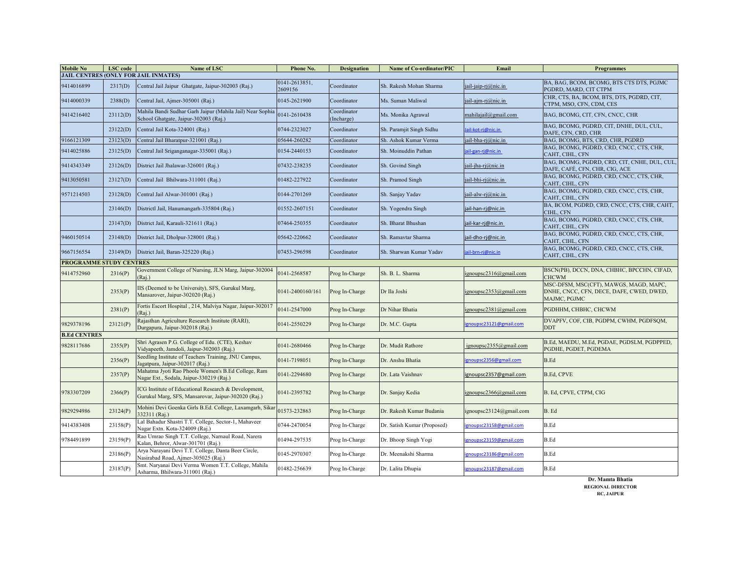| Mobile No | LSC code | Name of LSC | Phone No. | Designation | Name of Co-ordinator/PIC | Email | Programmes |
|---|---|---|---|---|---|---|---|
| **JAIL CENTRES (ONLY FOR JAIL INMATES)** | | | | | | | |
| 9414016899 | 2317(D) | Central Jail Jaipur Ghatgate, Jaipur-302003 (Raj.) | 0141-2613851, 2609156 | Coordinator | Sh. Rakesh Mohan Sharma | jail-jaip-rj@nic.in | BA, BAG, BCOM, BCOMG, BTS CTS DTS, PGJMC PGDRD, MARD, CIT CTPM |
| 9414000339 | 2388(D) | Central Jail, Ajmer-305001 (Raj.) | 0145-2621900 | Coordinator | Ms. Suman Maliwal | jail-ajm-rj@nic.in | CHR, CTS, BA, BCOM, BTS, DTS, PGDRD, CIT, CTPM, MSO, CFN, CDM, CES |
| 9414216402 | 23112(D) | Mahila Bandi Sudhar Garh Jaipur (Mahila Jail) Near Sophia School Ghatgate, Jaipur-302003 (Raj.) | 0141-2610438 | Coordinator (Incharge) | Ms. Monika Agrawal | mahilajail@gmail.com | BAG, BCOMG, CIT, CFN, CNCC, CHR |
| | 23122(D) | Central Jail Kota-324001 (Raj.) | 0744-2323027 | Coordinator | Sh. Paramjit Singh Sidhu | Jail-kot-rj@nic.in | BAG, BCOMG, PGDRD, CIT, DNHE, DUL, CUL, DAFE, CFN, CRD, CHR |
| 9166121309 | 23123(D) | Central Jail Bharatpur-321001 (Raj.) | 05644-260282 | Coordinator | Sh. Ashok Kumar Verma | jail-bha-rj@nic.in | BAG, BCOMG, BTS, CRD, CHR, PGDRD |
| 9414025886 | 23125(D) | Central Jail Sriganganagar-335001 (Raj.) | 0154-2440153 | Coordinator | Sh. Moinuddin Pathan | jail-gan-rj@nic.in | BAG, BCOMG, PGDRD, CRD, CNCC, CTS, CHR, CAHT, CIHL, CFN |
| 9414343349 | 23126(D) | District Jail Jhalawar-326001 (Raj.) | 07432-238235 | Coordinator | Sh. Govind Singh | jail-jha-rj@nic.in | BAG, BCOMG, PGDRD, CRD, CIT, CNHE, DUL, CUL, DAFE, CAFÉ, CFN, CHR, CIG, ACE |
| 9413050581 | 23127(D) | Central Jail Bhilwara-311001 (Raj.) | 01482-227922 | Coordinator | Sh. Pramod Singh | jail-bhi-rj@nic.in | BAG, BCOMG, PGDRD, CRD, CNCC, CTS, CHR, CAHT, CIHL, CFN |
| 9571214503 | 23128(D) | Central Jail Alwar-301001 (Raj.) | 0144-2701269 | Coordinator | Sh. Sanjay Yadav | jail-alw-rj@nic.in | BAG, BCOMG, PGDRD, CRD, CNCC, CTS, CHR, CAHT, CIHL, CFN |
| | 23146(D) | Districtl Jail, Hanumangarh-335804 (Raj.) | 01552-2607151 | Coordinator | Sh. Yogendra Singh | jail-han-rj@nic.in | BA, BCOM, PGDRD, CRD, CNCC, CTS, CHR, CAHT, CIHL, CFN |
| | 23147(D) | District Jail, Karauli-321611 (Raj.) | 07464-250355 | Coordinator | Sh. Bharat Bhushan | jail-kar-rj@nic.in | BAG, BCOMG, PGDRD, CRD, CNCC, CTS, CHR, CAHT, CIHL, CFN |
| 9460150514 | 23148(D) | District Jail, Dholpur-328001 (Raj.) | 05642-220662 | Coordinator | Sh. Ramavtar Sharma | jail-dho-rj@nic.in | BAG, BCOMG, PGDRD, CRD, CNCC, CTS, CHR, CAHT, CIHL, CFN |
| 9667156554 | 23149(D) | District Jail, Baran-325220 (Raj.) | 07453-296598 | Coordinator | Sh. Sharwan Kumar Yadav | jail-brn-rj@nic.in | BAG, BCOMG, PGDRD, CRD, CNCC, CTS, CHR, CAHT, CIHL, CFN |
| **PROGRAMME STUDY CENTRES** | | | | | | | |
| 9414752960 | 2316(P) | Government College of Nursing, JLN Marg, Jaipur-302004 (Raj.) | 0141-2568587 | Prog In-Charge | Sh. B. L. Sharma | ignoupsc2316@gmail.com | BSCN(PB), DCCN, DNA, CHBHC, BPCCHN, CIFAD, CHCWM |
| | 2353(P) | IIS (Deemed to be University), SFS, Gurukul Marg, Mansarover, Jaipur-302020 (Raj.) | 0141-2400160/161 | Prog In-Charge | Dr Ila Joshi | ignoupsc2353@gmail.com | MSC-DFSM, MSC(CFT), MAWGS, MAGD, MAPC, DNHE, CNCC, CFN, DECE, DAFE, CWED, DWED, MAJMC, PGJMC |
| | 2381(P) | Fortis Escort Hospital , 214, Malviya Nagar, Jaipur-302017 (Raj.) | 0141-2547000 | Prog In-Charge | Dr Nihar Bhatia | ignoupsc2381@gmail.com | PGDHHM, CHBHC, CHCWM |
| 9829378196 | 23121(P) | Rajasthan Agriculture Research Institute (RARI), Durgapura, Jaipur-302018 (Raj.) | 0141-2550229 | Prog In-Charge | Dr. M.C. Gupta | ignoupsc23121@gmail.com | DVAPFV, COF, CIB, PGDPM, CWHM, PGDFSQM, DDT |
| **B.Ed CENTRES** | | | | | | | |
| 9828117686 | 2355(P) | Shri Agrasen P.G. College of Edu. (CTE), Keshav Vidyapeeth, Jamdoli, Jaipur-302003 (Raj.) | 0141-2680466 | Prog In-Charge | Dr. Mudit Rathore | ignoupsc2355@gmail.com | B.Ed, MAEDU, M.Ed, PGDAE, PGDSLM, PGDPPED, PGDHE, PGDET, PGDEMA |
| | 2356(P) | Seedling Institute of Teachers Training, JNU Campus, Jagatpura, Jaipur-302017 (Raj.) | 0141-7198051 | Prog In-Charge | Dr. Anshu Bhatia | ignoupsc2356@gmail.com | B.Ed |
| | 2357(P) | Mahatma Jyoti Rao Phoole Women's B.Ed College, Ram Nagar Ext., Sodala, Jaipur-330219 (Raj.) | 0141-2294680 | Prog In-Charge | Dr. Lata Vaishnav | ignoupsc2357@gmail.com | B.Ed, CPVE |
| 9783307209 | 2366(P) | ICG Institute of Educational Research & Development, Gurukul Marg, SFS, Mansarovar, Jaipur-302020 (Raj.) | 0141-2395782 | Prog In-Charge | Dr. Sanjay Kedia | ignoupsc2366@gmail.com | B. Ed, CPVE, CTPM, CIG |
| 9829294986 | 23124(P) | Mohini Devi Goenka Girls B.Ed. College, Laxamgarh, Sikar 332311 (Raj.) | 01573-232863 | Prog In-Charge | Dr. Rakesh Kumar Budania | ignoupsc23124@gmail.com | B. Ed |
| 9414383408 | 23158(P) | Lal Bahadur Shastri T.T. College, Sector-1, Mahaveer Nagar Extn. Kota-324009 (Raj.) | 0744-2470054 | Prog In-Charge | Dr. Satish Kumar (Proposed) | ignoupsc23158@gmail.com | B.Ed |
| 9784491899 | 23159(P) | Rao Umrao Singh T.T. College, Narnaul Road, Narera Kalan, Behror, Alwar-301701 (Raj.) | 01494-297535 | Prog In-Charge | Dr. Bhoop Singh Yogi | ignoupsc23159@gmail.com | B.Ed |
| | 23186(P) | Arya Narayani Devi T.T. College, Danta Beer Circle, Nasirabad Road, Ajmer-305025 (Raj.) | 0145-2970307 | Prog In-Charge | Dr. Meenakshi Sharma | ignoupsc23186@gmail.com | B.Ed |
| | 23187(P) | Smt. Naryanai Devi Verma Women T.T. College, Mahila Asharma, Bhilwara-311001 (Raj.) | 01482-256639 | Prog In-Charge | Dr. Lalita Dhupia | ignoupsc23187@gmail.com | B.Ed |

**Dr. Mamta Bhatia**
**REGIONAL DIRECTOR**
**RC, JAIPUR**